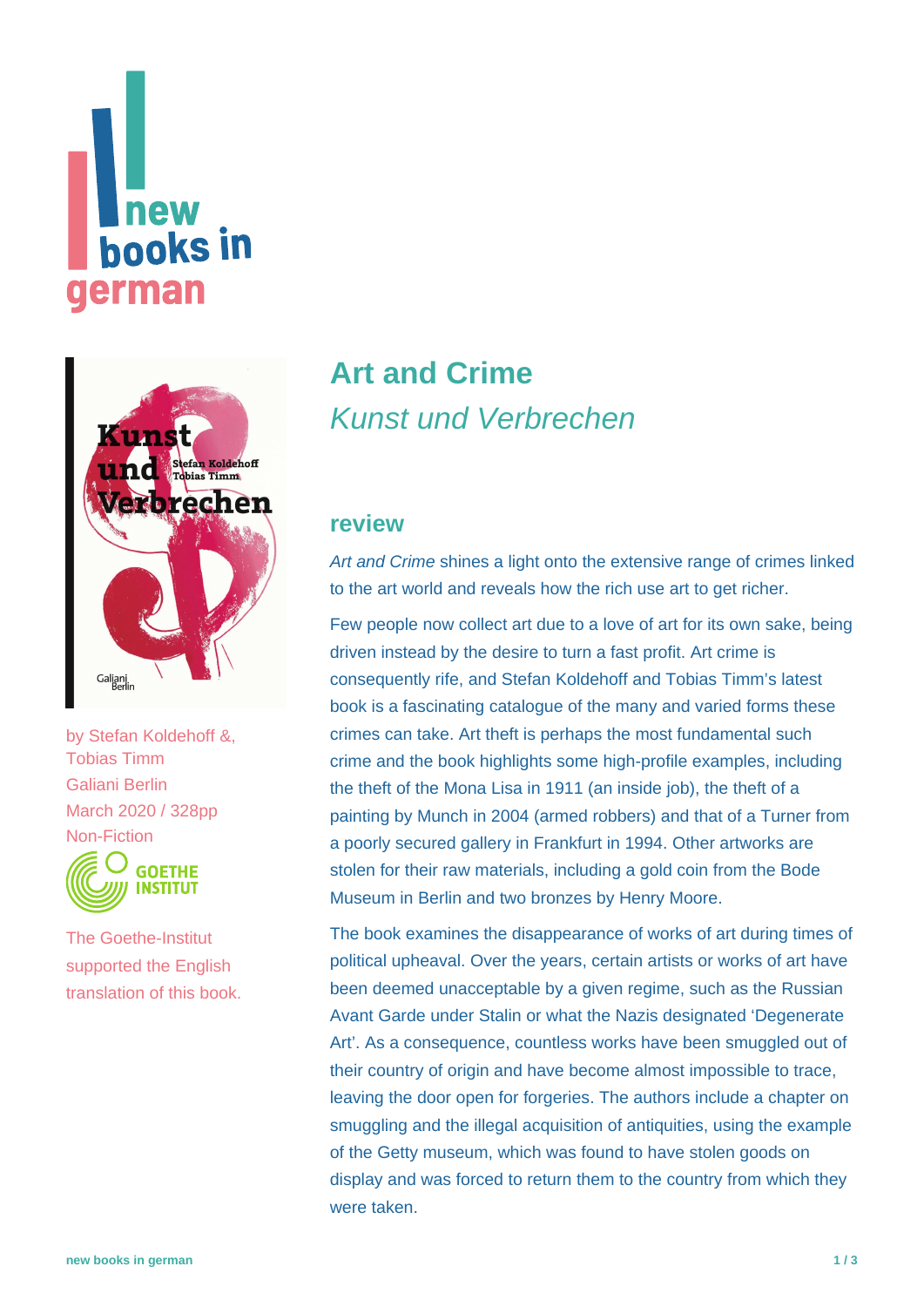# Art and Crime

*Kunst und Verbrechen*

by Stefan Koldehoff &, Tobias Timm
Galiani Berlin
March 2020 / 328pp
Non-Fiction

The Goethe-Institut supported the English translation of this book.

## review

*Art and Crime* shines a light onto the extensive range of crimes linked to the art world and reveals how the rich use art to get richer.

Few people now collect art due to a love of art for its own sake, being driven instead by the desire to turn a fast profit. Art crime is consequently rife, and Stefan Koldehoff and Tobias Timm's latest book is a fascinating catalogue of the many and varied forms these crimes can take. Art theft is perhaps the most fundamental such crime and the book highlights some high-profile examples, including the theft of the Mona Lisa in 1911 (an inside job), the theft of a painting by Munch in 2004 (armed robbers) and that of a Turner from a poorly secured gallery in Frankfurt in 1994. Other artworks are stolen for their raw materials, including a gold coin from the Bode Museum in Berlin and two bronzes by Henry Moore.

The book examines the disappearance of works of art during times of political upheaval. Over the years, certain artists or works of art have been deemed unacceptable by a given regime, such as the Russian Avant Garde under Stalin or what the Nazis designated 'Degenerate Art'. As a consequence, countless works have been smuggled out of their country of origin and have become almost impossible to trace, leaving the door open for forgeries. The authors include a chapter on smuggling and the illegal acquisition of antiquities, using the example of the Getty museum, which was found to have stolen goods on display and was forced to return them to the country from which they were taken.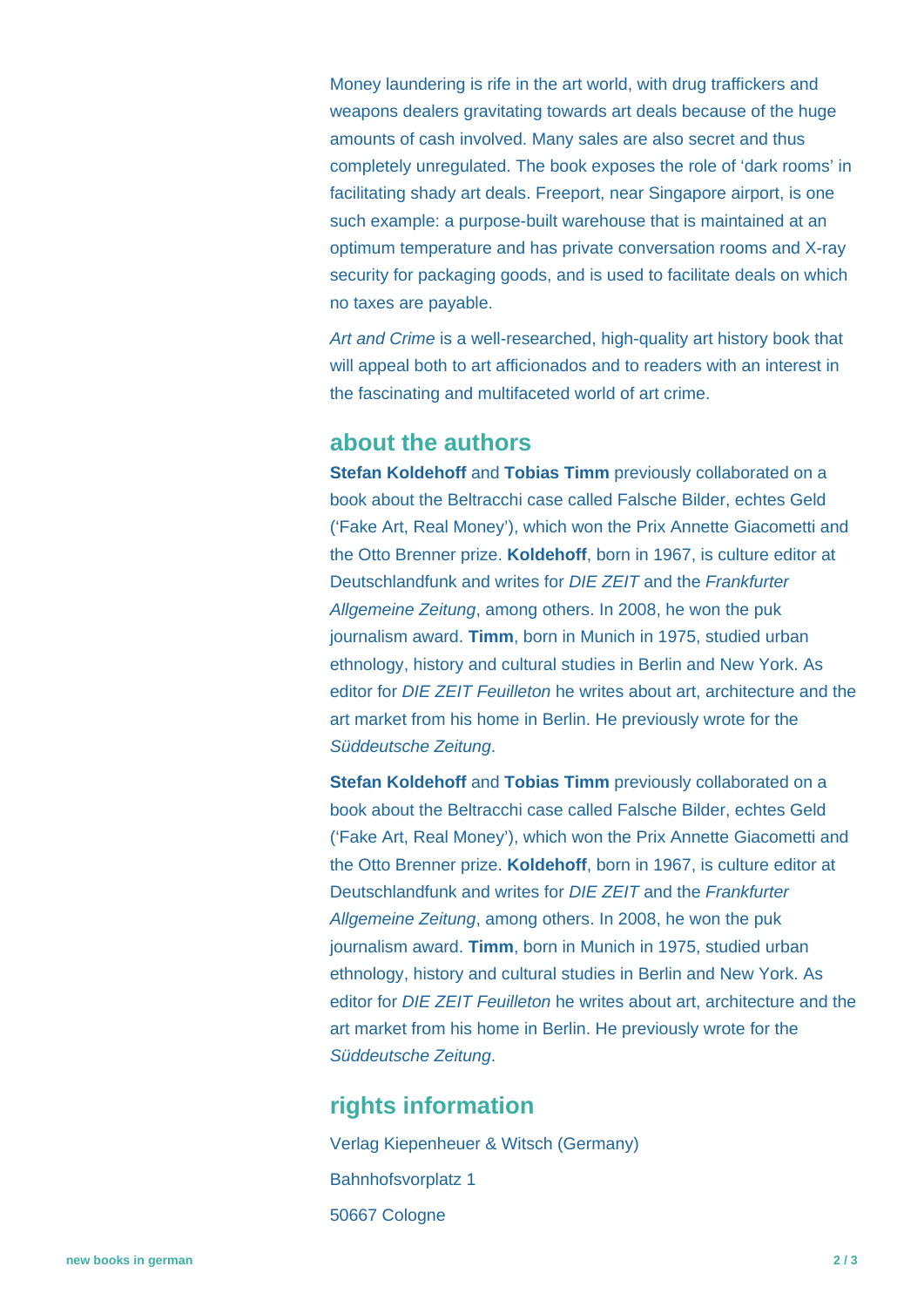Money laundering is rife in the art world, with drug traffickers and weapons dealers gravitating towards art deals because of the huge amounts of cash involved. Many sales are also secret and thus completely unregulated. The book exposes the role of 'dark rooms' in facilitating shady art deals. Freeport, near Singapore airport, is one such example: a purpose-built warehouse that is maintained at an optimum temperature and has private conversation rooms and X-ray security for packaging goods, and is used to facilitate deals on which no taxes are payable.

*Art and Crime* is a well-researched, high-quality art history book that will appeal both to art afficionados and to readers with an interest in the fascinating and multifaceted world of art crime.

## about the authors

**Stefan Koldehoff** and **Tobias Timm** previously collaborated on a book about the Beltracchi case called Falsche Bilder, echtes Geld ('Fake Art, Real Money'), which won the Prix Annette Giacometti and the Otto Brenner prize. **Koldehoff**, born in 1967, is culture editor at Deutschlandfunk and writes for *DIE ZEIT* and the *Frankfurter Allgemeine Zeitung*, among others. In 2008, he won the puk journalism award. **Timm**, born in Munich in 1975, studied urban ethnology, history and cultural studies in Berlin and New York. As editor for *DIE ZEIT Feuilleton* he writes about art, architecture and the art market from his home in Berlin. He previously wrote for the *Süddeutsche Zeitung*.

**Stefan Koldehoff** and **Tobias Timm** previously collaborated on a book about the Beltracchi case called Falsche Bilder, echtes Geld ('Fake Art, Real Money'), which won the Prix Annette Giacometti and the Otto Brenner prize. **Koldehoff**, born in 1967, is culture editor at Deutschlandfunk and writes for *DIE ZEIT* and the *Frankfurter Allgemeine Zeitung*, among others. In 2008, he won the puk journalism award. **Timm**, born in Munich in 1975, studied urban ethnology, history and cultural studies in Berlin and New York. As editor for *DIE ZEIT Feuilleton* he writes about art, architecture and the art market from his home in Berlin. He previously wrote for the *Süddeutsche Zeitung*.

## rights information

Verlag Kiepenheuer & Witsch (Germany)

Bahnhofsvorplatz 1

50667 Cologne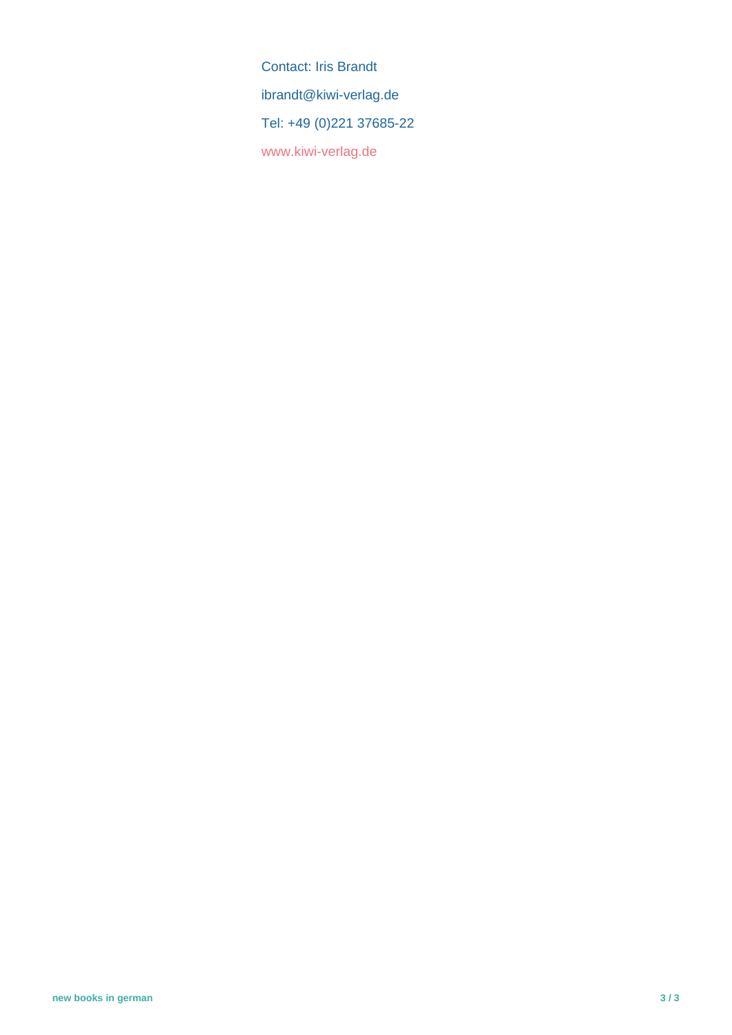Contact: Iris Brandt

ibrandt@kiwi-verlag.de

Tel: +49 (0)221 37685-22

www.kiwi-verlag.de